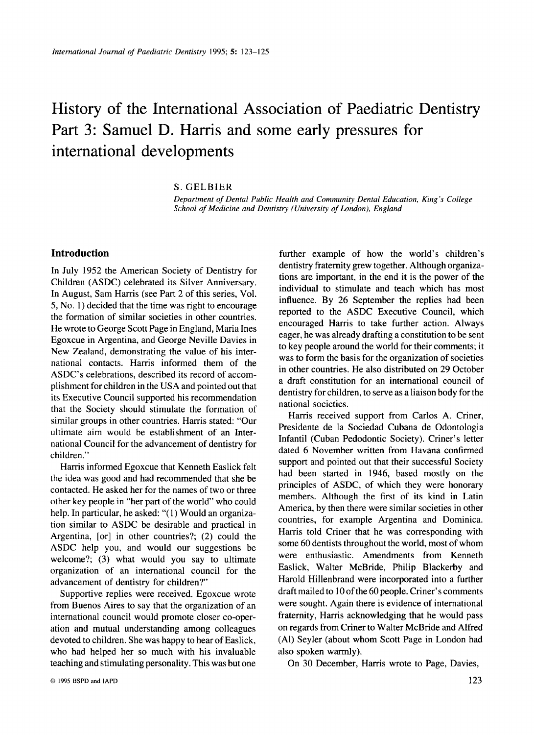# History of the International Association of Paediatric Dentistry Part 3: Samuel D. Harris and some early pressures for international developments

S. GELBIER

*Department of Dental Public Health and Community Dental Education, King's College School of Medicine and Dentistry (University of London), England*

## Introduction

In July 1952 the American Society of Dentistry for Children (ASDC) celebrated its Silver Anniversary. In August, Sam Harris (see Part 2 of this series, Vol. 5, No. 1) decided that the time was right to encourage the formation of similar societies in other countries. He wrote to George Scott Page in England, Maria Ines Egoxcue in Argentina, and George Neville Davies in New Zealand, demonstrating the value of his international contacts. Harris informed them of the ASDC's celebrations, described its record of accomplishment for children in the USA and pointed out that its Executive Council supported his recommendation that the Society should stimulate the formation of similar groups in other countries. Harris stated: "Our ultimate aim would be establishment of an International Council for the advancement of dentistry for children."

Harris informed Egoxcue that Kenneth Easlick felt the idea was good and had recommended that she be contacted. He asked her for the names of two or three other key people in "her part of the world" who could help. In particular, he asked: "(1) Would an organization similar to ASDC be desirable and practical in Argentina, [or] in other countries?; (2) could the ASDC help you, and would our suggestions be welcome?; (3) what would you say to ultimate organization of an international council for the advancement of dentistry for children?"

Supportive replies were received. Egoxcue wrote from Buenos Aires to say that the organization of an international council would promote closer co-operation and mutual understanding among colleagues devoted to children. She was happy to hear of Easlick, who had helped her so much with his invaluable teaching and stimulating personality. This was but one further example of how the world's children's dentistry fraternity grew together. Although organizations are important, in the end it is the power of the individual to stimulate and teach which has most influence. By 26 September the replies had been reported to the ASDC Executive Council, which encouraged Harris to take further action. Always eager, he was already drafting a constitution to be sent to key people around the world for their comments; it was to form the basis for the organization of societies in other countries. He also distributed on 29 October a draft constitution for an international council of dentistry for children, to serve as a liaison body for the national societies.

Harris received support from Carlos A. Criner, Presidente de la Sociedad Cubana de Odontologia Infantil (Cuban Pedodontic Society). Criner's letter dated 6 November written from Havana confirmed support and pointed out that their successful Society had been started in 1946, based mostly on the principles of ASDC, of which they were honorary members. Although the first of its kind in Latin America, by then there were similar societies in other countries, for example Argentina and Dominica. Harris told Criner that he was corresponding with some 60 dentists throughout the world, most of whom were enthusiastic. Amendments from Kenneth Easlick, Walter McBride, Philip Blackerby and Harold Hillenbrand were incorporated into a further draft mailed to 10 of the 60 people. Criner's comments were sought. Again there is evidence of international fraternity, Harris acknowledging that he would pass on regards from Criner to Walter McBride and Alfred (Al) Seyler (about whom Scott Page in London had also spoken warmly).

On 30 December, Harris wrote to Page, Davies,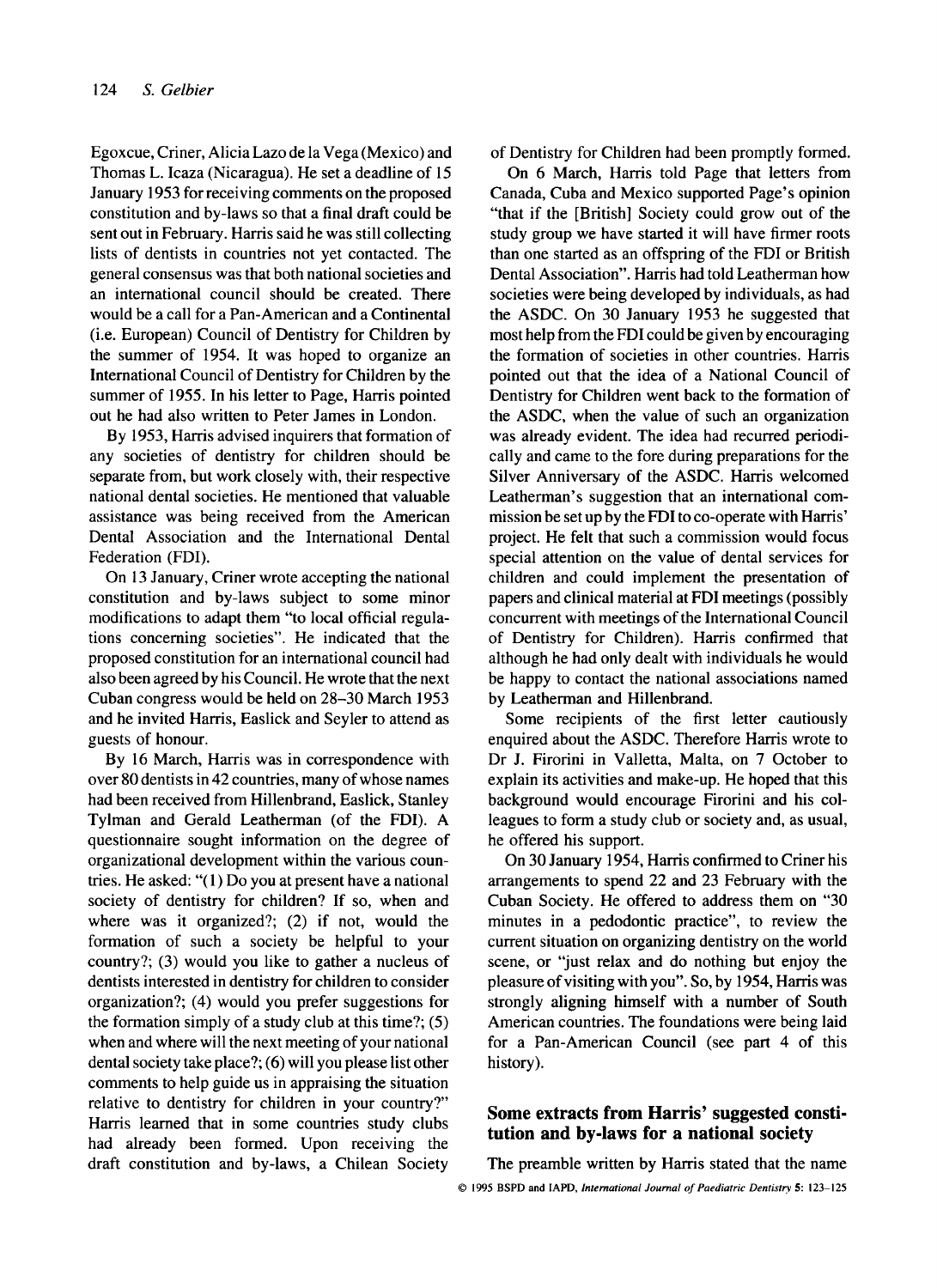Egoxcue, Criner, Alicia Lazo de la Vega (Mexico) and Thomas L. Icaza (Nicaragua). He set a deadline of 15 January 1953 for receiving comments on the proposed constitution and by-laws so that a final draft could be sent out in February. Harris said he was still collecting lists of dentists in countries not yet contacted. The general consensus was that both national societies and an international council should be created. There would be a call for a Pan-American and a Continental (i.e. European) Council of Dentistry for Children by the summer of 1954. It was hoped to organize an International Council of Dentistry for Children by the summer of 1955. In his letter to Page, Harris pointed out he had also written to Peter James in London.

By 1953, Harris advised inquirers that formation of any societies of dentistry for children should be separate from, but work closely with, their respective national dental societies. He mentioned that valuable assistance was being received from the American Dental Association and the International Dental Federation (FDI).

On 13 January, Criner wrote accepting the national constitution and by-laws subject to some minor modifications to adapt them "to local official regulations concerning societies". He indicated that the proposed constitution for an international council had also been agreed by his Council. He wrote that the next Cuban congress would be held on 28–30 March 1953 and he invited Harris, Easlick and Seyler to attend as guests of honour.

By 16 March, Harris was in correspondence with over 80 dentists in 42 countries, many of whose names had been received from Hillenbrand, Easlick, Stanley Tylman and Gerald Leatherman (of the FDI). A questionnaire sought information on the degree of organizational development within the various countries. He asked: "(1) Do you at present have a national society of dentistry for children? If so, when and where was it organized?; (2) if not, would the formation of such a society be helpful to your country?; (3) would you like to gather a nucleus of dentists interested in dentistry for children to consider organization?; (4) would you prefer suggestions for the formation simply of a study club at this time?; (5) when and where will the next meeting of your national dental society take place?; (6) will you please list other comments to help guide us in appraising the situation relative to dentistry for children in your country?" Harris learned that in some countries study clubs had already been formed. Upon receiving the draft constitution and by-laws, a Chilean Society of Dentistry for Children had been promptly formed.

On 6 March, Harris told Page that letters from Canada, Cuba and Mexico supported Page's opinion "that if the [British] Society could grow out of the study group we have started it will have firmer roots than one started as an offspring of the FDI or British Dental Association". Harris had told Leatherman how societies were being developed by individuals, as had the ASDC. On 30 January 1953 he suggested that most help from the FDI could be given by encouraging the formation of societies in other countries. Harris pointed out that the idea of a National Council of Dentistry for Children went back to the formation of the ASDC, when the value of such an organization was already evident. The idea had recurred periodically and came to the fore during preparations for the Silver Anniversary of the ASDC. Harris welcomed Leatherman's suggestion that an international commission be set up by the FDI to co-operate with Harris' project. He felt that such a commission would focus special attention on the value of dental services for children and could implement the presentation of papers and clinical material at FDI meetings (possibly concurrent with meetings of the International Council of Dentistry for Children). Harris confirmed that although he had only dealt with individuals he would be happy to contact the national associations named by Leatherman and Hillenbrand.

Some recipients of the first letter cautiously enquired about the ASDC. Therefore Harris wrote to Dr J. Firorini in Valletta, Malta, on 7 October to explain its activities and make-up. He hoped that this background would encourage Firorini and his colleagues to form a study club or society and, as usual, he offered his support.

On 30 January 1954, Harris confirmed to Criner his arrangements to spend 22 and 23 February with the Cuban Society. He offered to address them on "30 minutes in a pedodontic practice", to review the current situation on organizing dentistry on the world scene, or "just relax and do nothing but enjoy the pleasure of visiting with you". So, by 1954, Harris was strongly aligning himself with a number of South American countries. The foundations were being laid for a Pan-American Council (see part 4 of this history).

## Some extracts from Harris' suggested constitution and by-laws for a national society

The preamble written by Harris stated that the name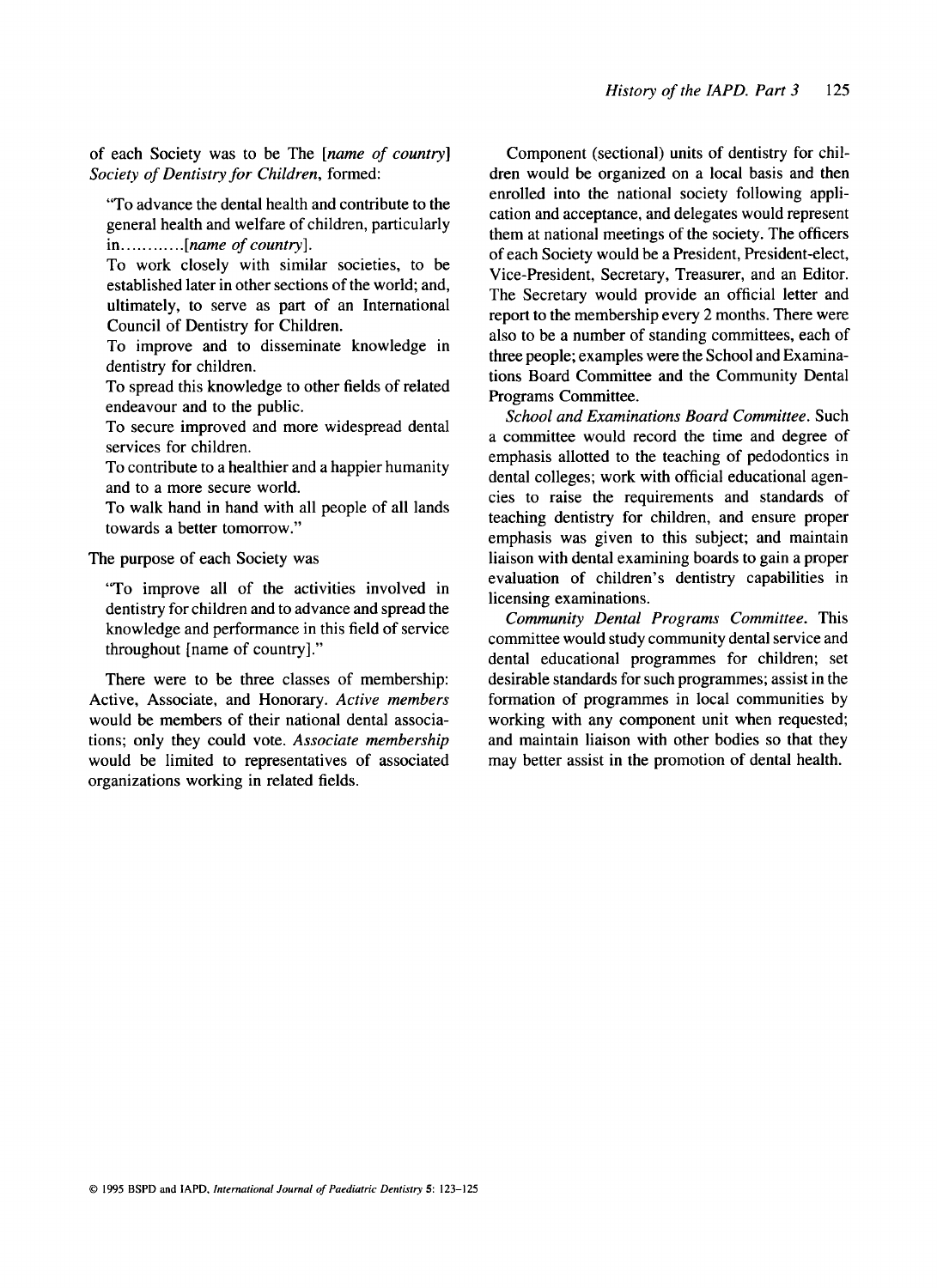of each Society was to be The *[name of country] Society of Dentistry for Children*, formed:

> "To advance the dental health and contribute to the general health and welfare of children, particularly in............*[name of country]*.
> To work closely with similar societies, to be established later in other sections of the world; and, ultimately, to serve as part of an International Council of Dentistry for Children.
> To improve and to disseminate knowledge in dentistry for children.
> To spread this knowledge to other fields of related endeavour and to the public.
> To secure improved and more widespread dental services for children.
> To contribute to a healthier and a happier humanity and to a more secure world.
> To walk hand in hand with all people of all lands towards a better tomorrow."

The purpose of each Society was

> "To improve all of the activities involved in dentistry for children and to advance and spread the knowledge and performance in this field of service throughout [name of country]."

There were to be three classes of membership: Active, Associate, and Honorary. *Active members* would be members of their national dental associations; only they could vote. *Associate membership* would be limited to representatives of associated organizations working in related fields.

Component (sectional) units of dentistry for children would be organized on a local basis and then enrolled into the national society following application and acceptance, and delegates would represent them at national meetings of the society. The officers of each Society would be a President, President-elect, Vice-President, Secretary, Treasurer, and an Editor. The Secretary would provide an official letter and report to the membership every 2 months. There were also to be a number of standing committees, each of three people; examples were the School and Examinations Board Committee and the Community Dental Programs Committee.

*School and Examinations Board Committee.* Such a committee would record the time and degree of emphasis allotted to the teaching of pedodontics in dental colleges; work with official educational agencies to raise the requirements and standards of teaching dentistry for children, and ensure proper emphasis was given to this subject; and maintain liaison with dental examining boards to gain a proper evaluation of children's dentistry capabilities in licensing examinations.

*Community Dental Programs Committee.* This committee would study community dental service and dental educational programmes for children; set desirable standards for such programmes; assist in the formation of programmes in local communities by working with any component unit when requested; and maintain liaison with other bodies so that they may better assist in the promotion of dental health.